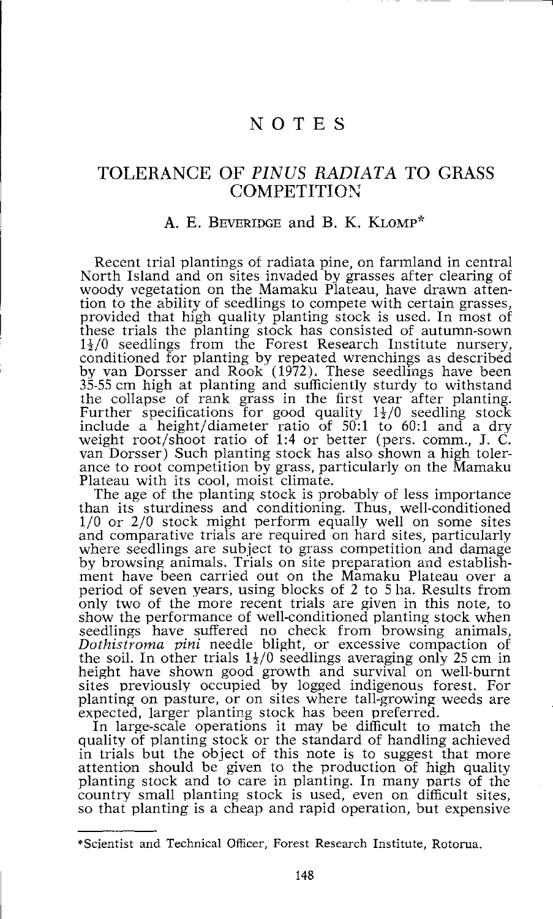# NOTES

## TOLERANCE OF *PINUS RADIATA* TO GRASS COMPETITION

### A. E. BEVERIDGE and B. K. KLOMP*

Recent trial plantings of radiata pine, on farmland in central North Island and on sites invaded by grasses after clearing of woody vegetation on the Mamaku Plateau, have drawn attention to the ability of seedlings to compete with certain grasses, provided that high quality planting stock is used. In most of these trials the planting stock has consisted of autumn-sown 1½/0 seedlings from the Forest Research Institute nursery, conditioned for planting by repeated wrenchings as described by van Dorsser and Rook (1972). These seedlings have been 35-55 cm high at planting and sufficiently sturdy to withstand the collapse of rank grass in the first year after planting. Further specifications for good quality 1½/0 seedling stock include a height/diameter ratio of 50:1 to 60:1 and a dry weight root/shoot ratio of 1:4 or better (pers. comm., J. C. van Dorsser) Such planting stock has also shown a high tolerance to root competition by grass, particularly on the Mamaku Plateau with its cool, moist climate.

The age of the planting stock is probably of less importance than its sturdiness and conditioning. Thus, well-conditioned 1/0 or 2/0 stock might perform equally well on some sites and comparative trials are required on hard sites, particularly where seedlings are subject to grass competition and damage by browsing animals. Trials on site preparation and establishment have been carried out on the Mamaku Plateau over a period of seven years, using blocks of 2 to 5 ha. Results from only two of the more recent trials are given in this note, to show the performance of well-conditioned planting stock when seedlings have suffered no check from browsing animals, *Dothistroma pini* needle blight, or excessive compaction of the soil. In other trials 1½/0 seedlings averaging only 25 cm in height have shown good growth and survival on well-burnt sites previously occupied by logged indigenous forest. For planting on pasture, or on sites where tall-growing weeds are expected, larger planting stock has been preferred.

In large-scale operations it may be difficult to match the quality of planting stock or the standard of handling achieved in trials but the object of this note is to suggest that more attention should be given to the production of high quality planting stock and to care in planting. In many parts of the country small planting stock is used, even on difficult sites, so that planting is a cheap and rapid operation, but expensive

---

*Scientist and Technical Officer, Forest Research Institute, Rotorua.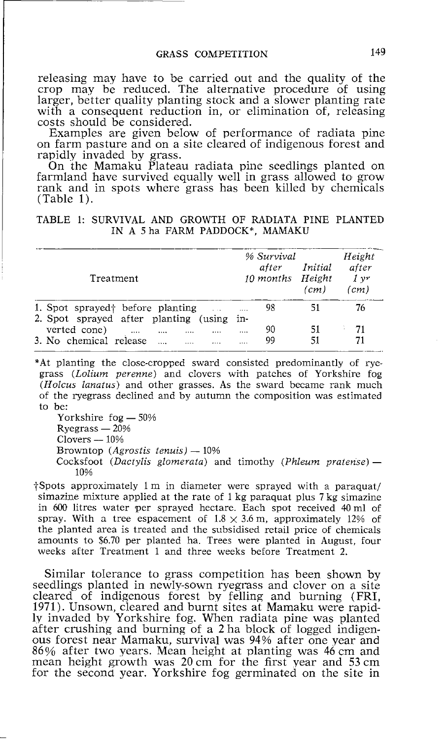releasing may have to be carried out and the quality of the crop may be reduced. The alternative procedure of using larger, better quality planting stock and a slower planting rate with a consequent reduction in, or elimination of, releasing costs should be considered.

Examples are given below of performance of radiata pine on farm pasture and on a site cleared of indigenous forest and rapidly invaded by grass.

On the Mamaku Plateau radiata pine seedlings planted on farmland have survived equally well in grass allowed to grow rank and in spots where grass has been killed by chemicals (Table 1).

TABLE 1: SURVIVAL AND GROWTH OF RADIATA PINE PLANTED IN A 5 ha FARM PADDOCK*, MAMAKU

| Treatment | *% Survival after 10 months* | *Initial Height (cm)* | *Height after 1 yr (cm)* |
|---|---|---|---|
| 1. Spot sprayed† before planting | 98 | 51 | 76 |
| 2. Spot sprayed after planting (using inverted cone) | 90 | 51 | 71 |
| 3. No chemical release | 99 | 51 | 71 |

*At planting the close-cropped sward consisted predominantly of ryegrass (*Lolium perenne*) and clovers with patches of Yorkshire fog (*Holcus lanatus*) and other grasses. As the sward became rank much of the ryegrass declined and by autumn the composition was estimated to be:

Yorkshire fog — 50%
Ryegrass — 20%
Clovers — 10%
Browntop (*Agrostis tenuis*) — 10%
Cocksfoot (*Dactylis glomerata*) and timothy (*Phleum pratense*) — 10%

†Spots approximately 1 m in diameter were sprayed with a paraquat/simazine mixture applied at the rate of 1 kg paraquat plus 7 kg simazine in 600 litres water per sprayed hectare. Each spot received 40 ml of spray. With a tree espacement of 1.8 × 3.6 m, approximately 12% of the planted area is treated and the subsidised retail price of chemicals amounts to $6.70 per planted ha. Trees were planted in August, four weeks after Treatment 1 and three weeks before Treatment 2.

Similar tolerance to grass competition has been shown by seedlings planted in newly-sown ryegrass and clover on a site cleared of indigenous forest by felling and burning (FRI, 1971). Unsown, cleared and burnt sites at Mamaku were rapidly invaded by Yorkshire fog. When radiata pine was planted after crushing and burning of a 2 ha block of logged indigenous forest near Mamaku, survival was 94% after one year and 86% after two years. Mean height at planting was 46 cm and mean height growth was 20 cm for the first year and 53 cm for the second year. Yorkshire fog germinated on the site in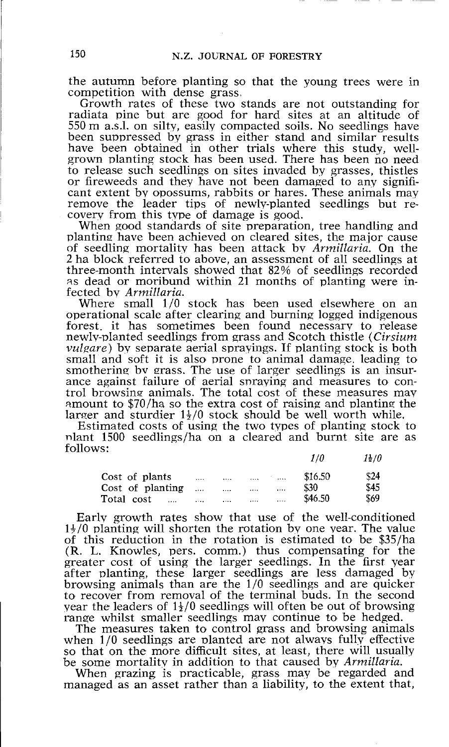the autumn before planting so that the young trees were in competition with dense grass.

Growth rates of these two stands are not outstanding for radiata pine but are good for hard sites at an altitude of 550 m a.s.l. on silty, easily compacted soils. No seedlings have been suppressed by grass in either stand and similar results have been obtained in other trials where this study, well-grown planting stock has been used. There has been no need to release such seedlings on sites invaded by grasses, thistles or fireweeds and they have not been damaged to any significant extent by opossums, rabbits or hares. These animals may remove the leader tips of newly-planted seedlings but recovery from this type of damage is good.

When good standards of site preparation, tree handling and planting have been achieved on cleared sites, the major cause of seedling mortality has been attack by *Armillaria*. On the 2 ha block referred to above, an assessment of all seedlings at three-month intervals showed that 82% of seedlings recorded as dead or moribund within 21 months of planting were infected by *Armillaria*.

Where small 1/0 stock has been used elsewhere on an operational scale after clearing and burning logged indigenous forest, it has sometimes been found necessary to release newly-planted seedlings from grass and Scotch thistle (*Cirsium vulgare*) by separate aerial sprayings. If planting stock is both small and soft it is also prone to animal damage, leading to smothering by grass. The use of larger seedlings is an insurance against failure of aerial spraying and measures to control browsing animals. The total cost of these measures may amount to \$70/ha so the extra cost of raising and planting the larger and sturdier 1½/0 stock should be well worth while.

Estimated costs of using the two types of planting stock to plant 1500 seedlings/ha on a cleared and burnt site are as follows:

| | *1/0* | *1½/0* |
|---|---|---|
| Cost of plants | \$16.50 | \$24 |
| Cost of planting | \$30 | \$45 |
| Total cost | \$46.50 | \$69 |

Early growth rates show that use of the well-conditioned 1½/0 planting will shorten the rotation by one year. The value of this reduction in the rotation is estimated to be \$35/ha (R. L. Knowles, pers. comm.) thus compensating for the greater cost of using the larger seedlings. In the first year after planting, these larger seedlings are less damaged by browsing animals than are the 1/0 seedlings and are quicker to recover from removal of the terminal buds. In the second year the leaders of 1½/0 seedlings will often be out of browsing range whilst smaller seedlings may continue to be hedged.

The measures taken to control grass and browsing animals when 1/0 seedlings are planted are not always fully effective so that on the more difficult sites, at least, there will usually be some mortality in addition to that caused by *Armillaria*.

When grazing is practicable, grass may be regarded and managed as an asset rather than a liability, to the extent that,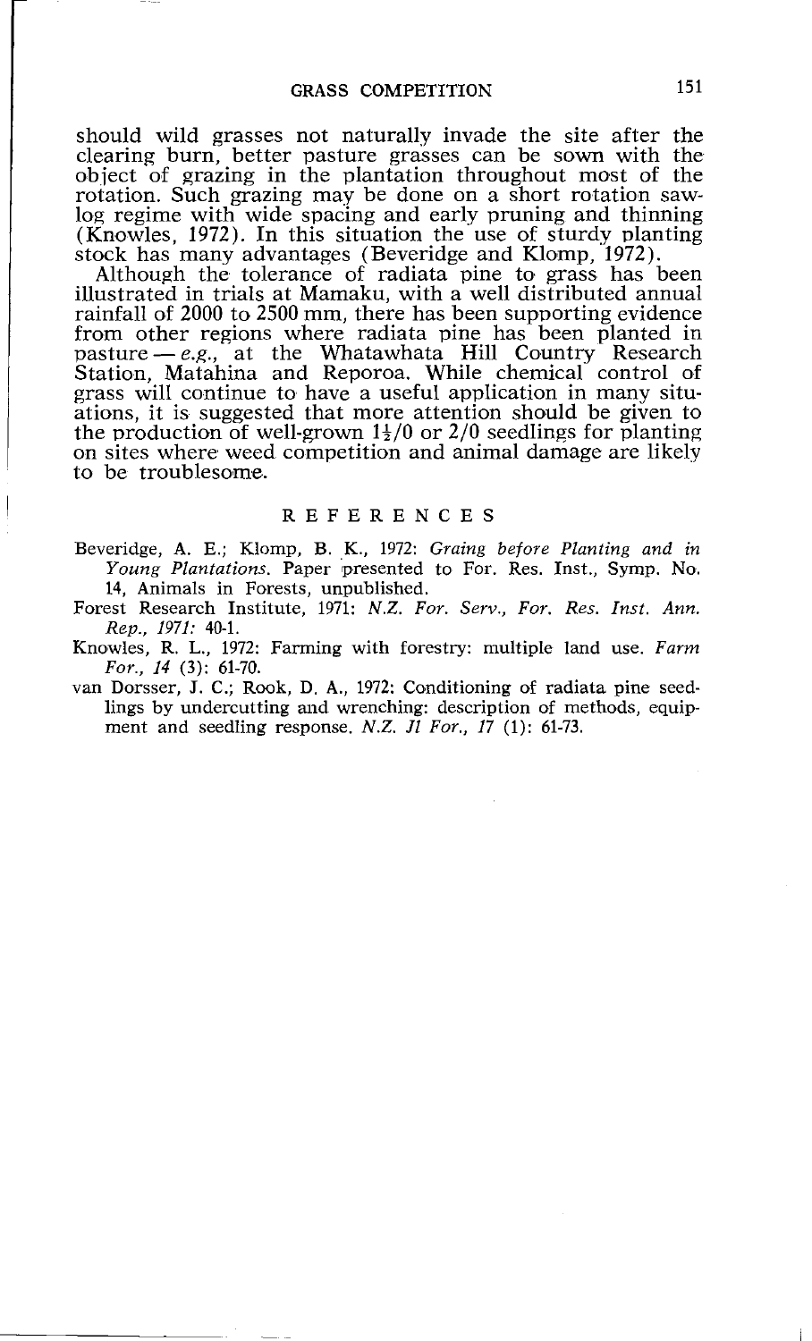should wild grasses not naturally invade the site after the clearing burn, better pasture grasses can be sown with the object of grazing in the plantation throughout most of the rotation. Such grazing may be done on a short rotation saw-log regime with wide spacing and early pruning and thinning (Knowles, 1972). In this situation the use of sturdy planting stock has many advantages (Beveridge and Klomp, 1972).

Although the tolerance of radiata pine to grass has been illustrated in trials at Mamaku, with a well distributed annual rainfall of 2000 to 2500 mm, there has been supporting evidence from other regions where radiata pine has been planted in pasture — *e.g.*, at the Whatawhata Hill Country Research Station, Matahina and Reporoa. While chemical control of grass will continue to have a useful application in many situations, it is suggested that more attention should be given to the production of well-grown 1½/0 or 2/0 seedlings for planting on sites where weed competition and animal damage are likely to be troublesome.

## REFERENCES

Beveridge, A. E.; Klomp, B. K., 1972: *Graing before Planting and in Young Plantations.* Paper presented to For. Res. Inst., Symp. No. 14, Animals in Forests, unpublished.

Forest Research Institute, 1971: *N.Z. For. Serv., For. Res. Inst. Ann. Rep., 1971:* 40-1.

Knowles, R. L., 1972: Farming with forestry: multiple land use. *Farm For., 14* (3): 61-70.

van Dorsser, J. C.; Rook, D. A., 1972: Conditioning of radiata pine seedlings by undercutting and wrenching: description of methods, equipment and seedling response. *N.Z. Jl For., 17* (1): 61-73.